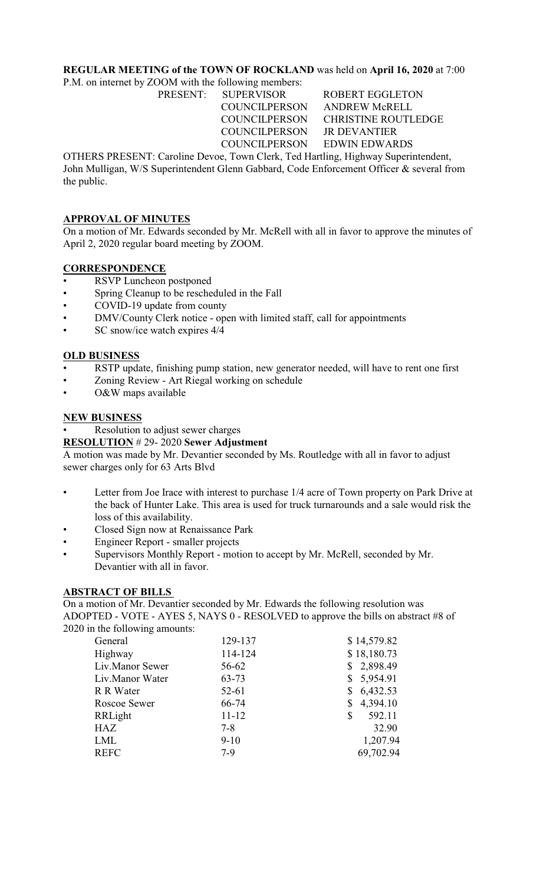**REGULAR MEETING of the TOWN OF ROCKLAND** was held on **April 16, 2020** at 7:00 P.M. on internet by ZOOM with the following members:

| | | |
|---|---|---|
| PRESENT: | SUPERVISOR | ROBERT EGGLETON |
| | COUNCILPERSON | ANDREW McRELL |
| | COUNCILPERSON | CHRISTINE ROUTLEDGE |
| | COUNCILPERSON | JR DEVANTIER |
| | COUNCILPERSON | EDWIN EDWARDS |

OTHERS PRESENT: Caroline Devoe, Town Clerk, Ted Hartling, Highway Superintendent, John Mulligan, W/S Superintendent Glenn Gabbard, Code Enforcement Officer & several from the public.

## APPROVAL OF MINUTES

On a motion of Mr. Edwards seconded by Mr. McRell with all in favor to approve the minutes of April 2, 2020 regular board meeting by ZOOM.

## CORRESPONDENCE

- RSVP Luncheon postponed
- Spring Cleanup to be rescheduled in the Fall
- COVID-19 update from county
- DMV/County Clerk notice - open with limited staff, call for appointments
- SC snow/ice watch expires 4/4

## OLD BUSINESS

- RSTP update, finishing pump station, new generator needed, will have to rent one first
- Zoning Review - Art Riegal working on schedule
- O&W maps available

## NEW BUSINESS

- Resolution to adjust sewer charges

**RESOLUTION** # 29- 2020 **Sewer Adjustment**

A motion was made by Mr. Devantier seconded by Ms. Routledge with all in favor to adjust sewer charges only for 63 Arts Blvd

- Letter from Joe Irace with interest to purchase 1/4 acre of Town property on Park Drive at the back of Hunter Lake. This area is used for truck turnarounds and a sale would risk the loss of this availability.
- Closed Sign now at Renaissance Park
- Engineer Report - smaller projects
- Supervisors Monthly Report - motion to accept by Mr. McRell, seconded by Mr. Devantier with all in favor.

## ABSTRACT OF BILLS

On a motion of Mr. Devantier seconded by Mr. Edwards the following resolution was ADOPTED - VOTE - AYES 5, NAYS 0 - RESOLVED to approve the bills on abstract #8 of 2020 in the following amounts:

| | | |
|---|---|---|
| General | 129-137 | $ 14,579.82 |
| Highway | 114-124 | $ 18,180.73 |
| Liv.Manor Sewer | 56-62 | $ 2,898.49 |
| Liv.Manor Water | 63-73 | $ 5,954.91 |
| R R Water | 52-61 | $ 6,432.53 |
| Roscoe Sewer | 66-74 | $ 4,394.10 |
| RRLight | 11-12 | $ 592.11 |
| HAZ | 7-8 | 32.90 |
| LML | 9-10 | 1,207.94 |
| REFC | 7-9 | 69,702.94 |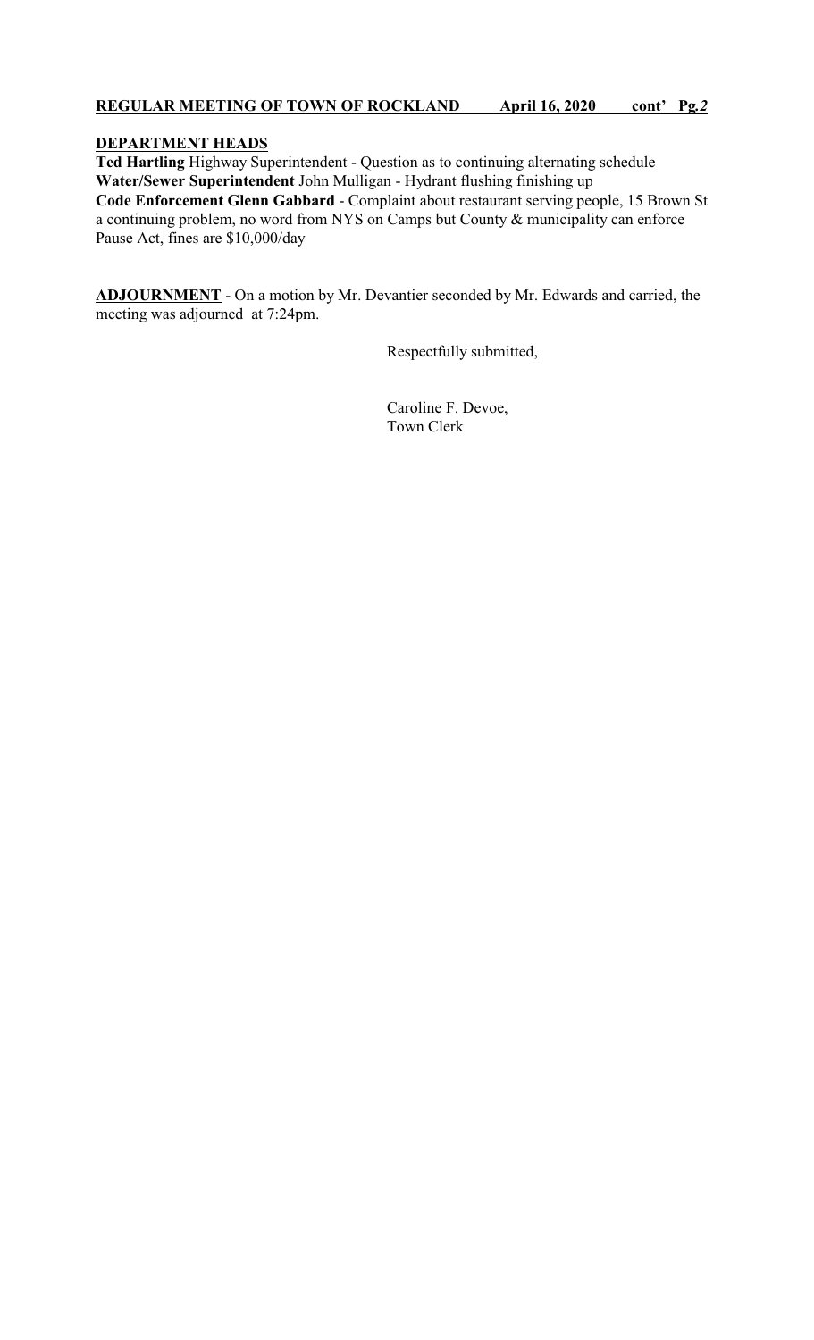**REGULAR MEETING OF TOWN OF ROCKLAND April 16, 2020 cont' Pg. *2***

**DEPARTMENT HEADS**

**Ted Hartling** Highway Superintendent - Question as to continuing alternating schedule
**Water/Sewer Superintendent** John Mulligan - Hydrant flushing finishing up
**Code Enforcement Glenn Gabbard** - Complaint about restaurant serving people, 15 Brown St a continuing problem, no word from NYS on Camps but County & municipality can enforce Pause Act, fines are $10,000/day

**ADJOURNMENT** - On a motion by Mr. Devantier seconded by Mr. Edwards and carried, the meeting was adjourned at 7:24pm.

Respectfully submitted,

Caroline F. Devoe,
Town Clerk